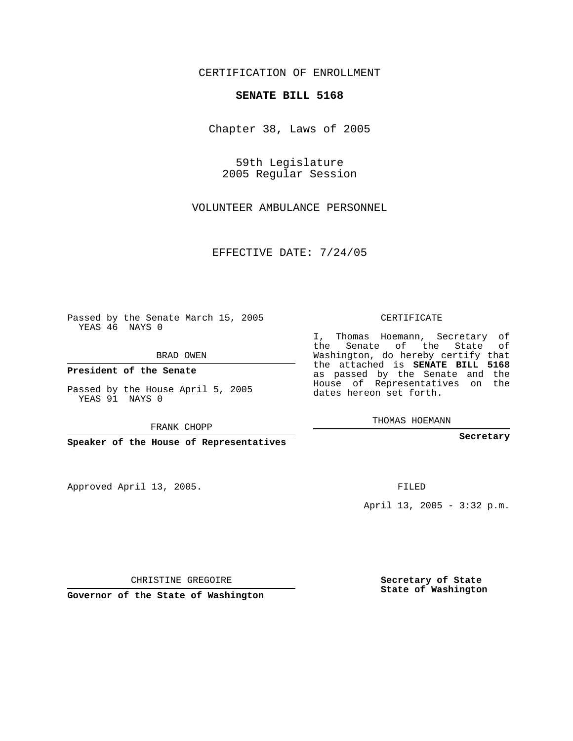CERTIFICATION OF ENROLLMENT

**SENATE BILL 5168**

Chapter 38, Laws of 2005

59th Legislature
2005 Regular Session

VOLUNTEER AMBULANCE PERSONNEL

EFFECTIVE DATE: 7/24/05

Passed by the Senate March 15, 2005
YEAS 46 NAYS 0

BRAD OWEN

**President of the Senate**

Passed by the House April 5, 2005
YEAS 91 NAYS 0

FRANK CHOPP

**Speaker of the House of Representatives**

Approved April 13, 2005.

CHRISTINE GREGOIRE

**Governor of the State of Washington**

CERTIFICATE

I, Thomas Hoemann, Secretary of the Senate of the State of Washington, do hereby certify that the attached is **SENATE BILL 5168** as passed by the Senate and the House of Representatives on the dates hereon set forth.

THOMAS HOEMANN

**Secretary**

FILED

April 13, 2005 - 3:32 p.m.

**Secretary of State**
**State of Washington**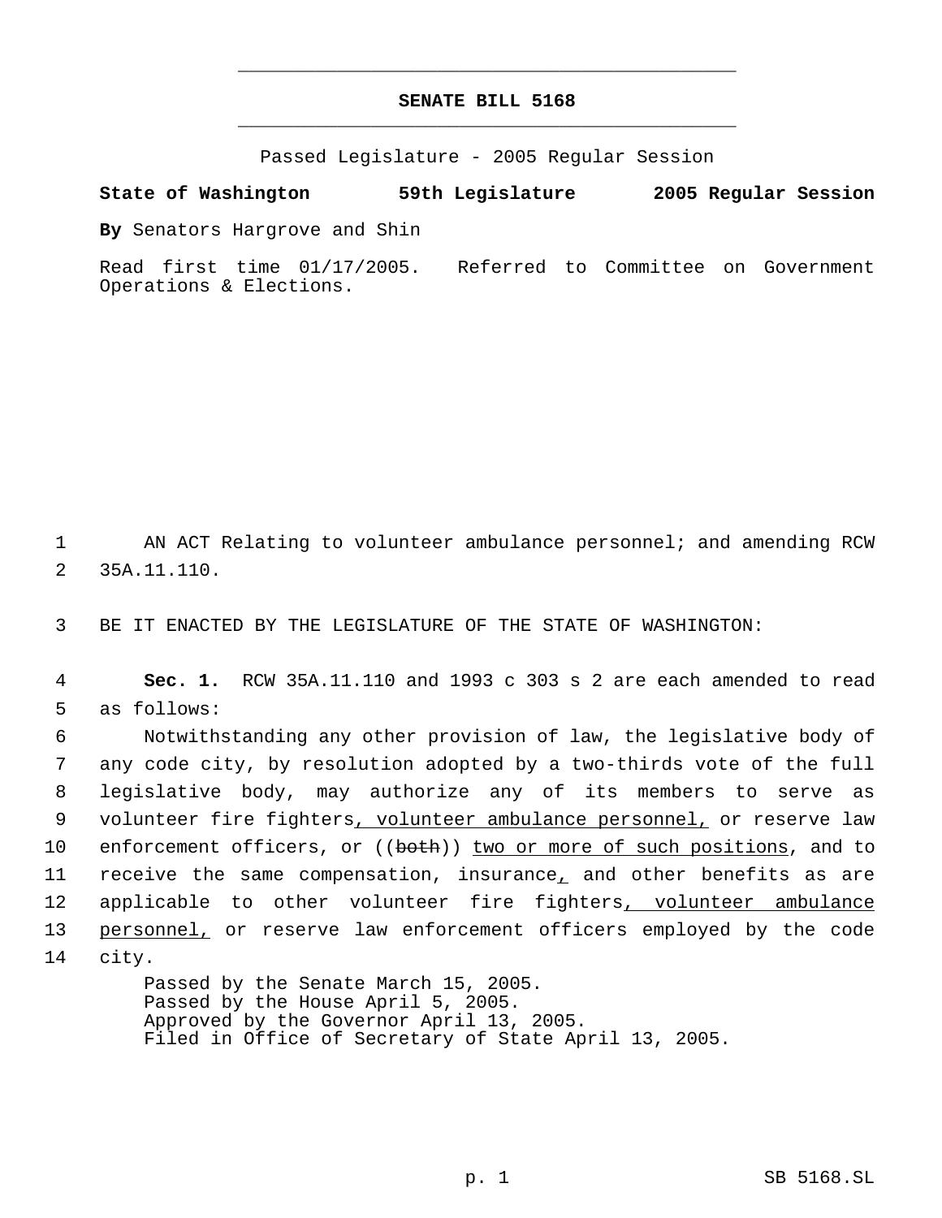# SENATE BILL 5168

Passed Legislature - 2005 Regular Session

**State of Washington 59th Legislature 2005 Regular Session**

**By** Senators Hargrove and Shin

Read first time 01/17/2005. Referred to Committee on Government Operations & Elections.

1 AN ACT Relating to volunteer ambulance personnel; and amending RCW
2 35A.11.110.

3 BE IT ENACTED BY THE LEGISLATURE OF THE STATE OF WASHINGTON:

4 **Sec. 1.** RCW 35A.11.110 and 1993 c 303 s 2 are each amended to read
5 as follows:

6 Notwithstanding any other provision of law, the legislative body of
7 any code city, by resolution adopted by a two-thirds vote of the full
8 legislative body, may authorize any of its members to serve as
9 volunteer fire fighters, volunteer ambulance personnel, or reserve law
10 enforcement officers, or ((both)) two or more of such positions, and to
11 receive the same compensation, insurance, and other benefits as are
12 applicable to other volunteer fire fighters, volunteer ambulance
13 personnel, or reserve law enforcement officers employed by the code
14 city.

Passed by the Senate March 15, 2005.
Passed by the House April 5, 2005.
Approved by the Governor April 13, 2005.
Filed in Office of Secretary of State April 13, 2005.